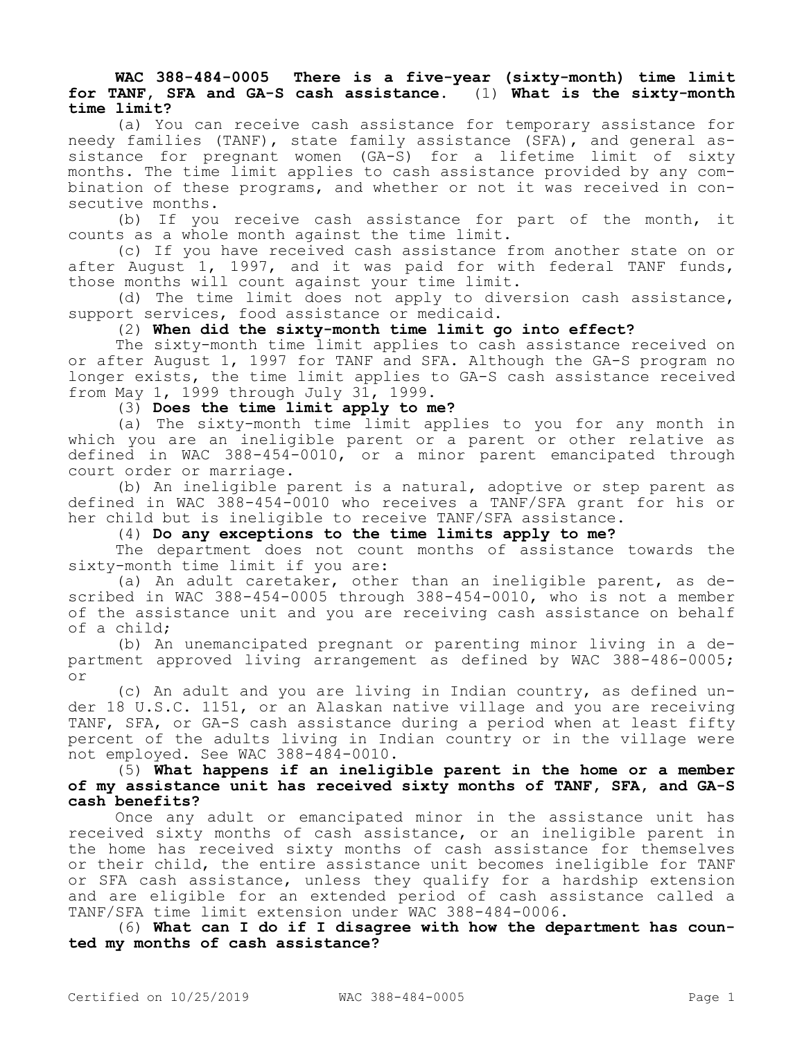**WAC 388-484-0005 There is a five-year (sixty-month) time limit for TANF, SFA and GA-S cash assistance.** (1) **What is the sixty-month time limit?**

(a) You can receive cash assistance for temporary assistance for needy families (TANF), state family assistance (SFA), and general assistance for pregnant women (GA-S) for a lifetime limit of sixty months. The time limit applies to cash assistance provided by any combination of these programs, and whether or not it was received in consecutive months.

(b) If you receive cash assistance for part of the month, it counts as a whole month against the time limit.

(c) If you have received cash assistance from another state on or after August 1, 1997, and it was paid for with federal TANF funds, those months will count against your time limit.

(d) The time limit does not apply to diversion cash assistance, support services, food assistance or medicaid.

(2) **When did the sixty-month time limit go into effect?**

The sixty-month time limit applies to cash assistance received on or after August 1, 1997 for TANF and SFA. Although the GA-S program no longer exists, the time limit applies to GA-S cash assistance received from May 1, 1999 through July 31, 1999.

(3) **Does the time limit apply to me?**

(a) The sixty-month time limit applies to you for any month in which you are an ineligible parent or a parent or other relative as defined in WAC 388-454-0010, or a minor parent emancipated through court order or marriage.

(b) An ineligible parent is a natural, adoptive or step parent as defined in WAC 388-454-0010 who receives a TANF/SFA grant for his or her child but is ineligible to receive TANF/SFA assistance.

(4) **Do any exceptions to the time limits apply to me?**

The department does not count months of assistance towards the sixty-month time limit if you are:

(a) An adult caretaker, other than an ineligible parent, as described in WAC 388-454-0005 through 388-454-0010, who is not a member of the assistance unit and you are receiving cash assistance on behalf of a child;

(b) An unemancipated pregnant or parenting minor living in a department approved living arrangement as defined by WAC 388-486-0005; or

(c) An adult and you are living in Indian country, as defined under 18 U.S.C. 1151, or an Alaskan native village and you are receiving TANF, SFA, or GA-S cash assistance during a period when at least fifty percent of the adults living in Indian country or in the village were not employed. See WAC 388-484-0010.

(5) **What happens if an ineligible parent in the home or a member of my assistance unit has received sixty months of TANF, SFA, and GA-S cash benefits?**

Once any adult or emancipated minor in the assistance unit has received sixty months of cash assistance, or an ineligible parent in the home has received sixty months of cash assistance for themselves or their child, the entire assistance unit becomes ineligible for TANF or SFA cash assistance, unless they qualify for a hardship extension and are eligible for an extended period of cash assistance called a TANF/SFA time limit extension under WAC 388-484-0006.

(6) **What can I do if I disagree with how the department has counted my months of cash assistance?**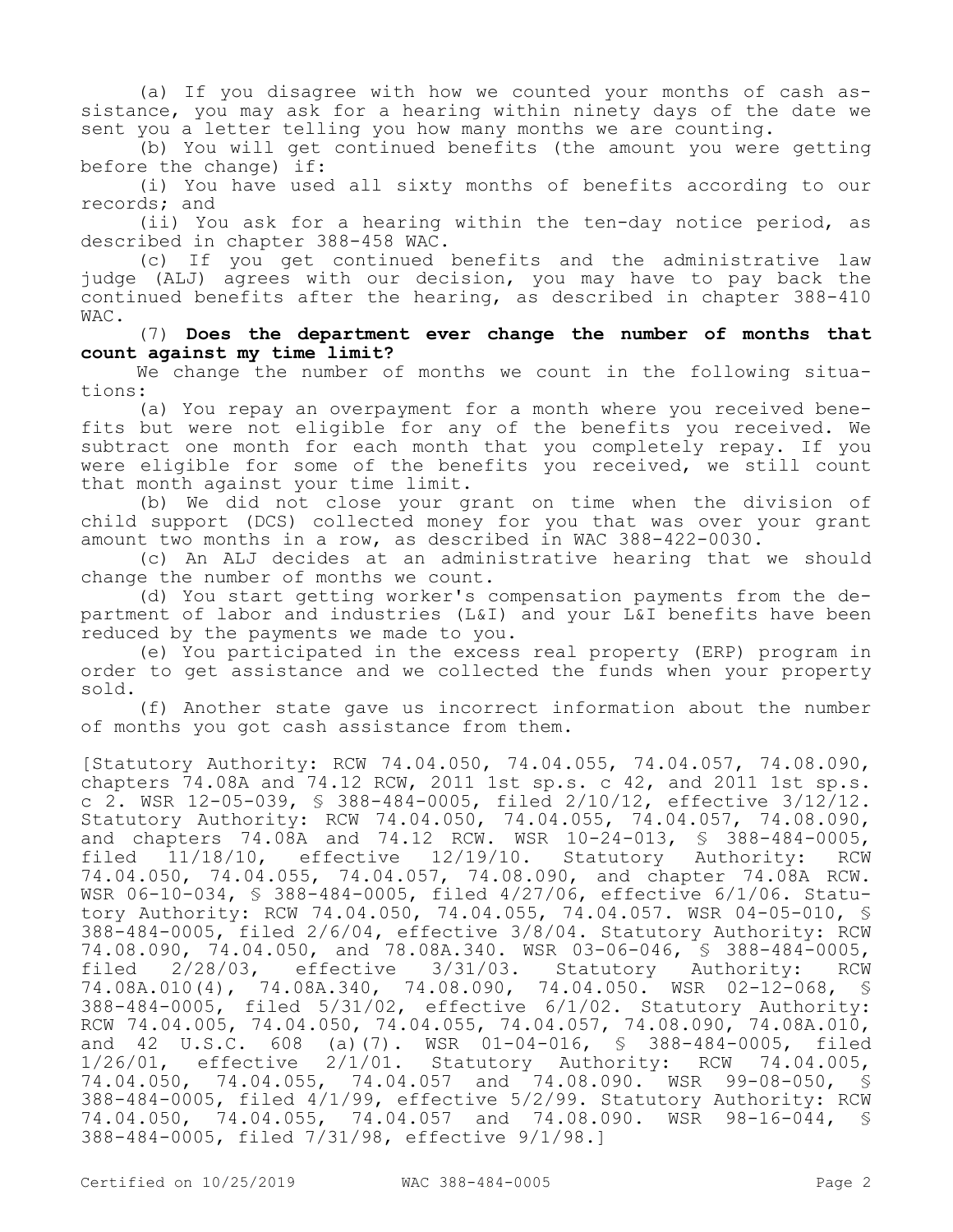(a) If you disagree with how we counted your months of cash assistance, you may ask for a hearing within ninety days of the date we sent you a letter telling you how many months we are counting.

(b) You will get continued benefits (the amount you were getting before the change) if:

(i) You have used all sixty months of benefits according to our records; and

(ii) You ask for a hearing within the ten-day notice period, as described in chapter 388-458 WAC.

(c) If you get continued benefits and the administrative law judge (ALJ) agrees with our decision, you may have to pay back the continued benefits after the hearing, as described in chapter 388-410 WAC.

(7) **Does the department ever change the number of months that count against my time limit?**

We change the number of months we count in the following situations:

(a) You repay an overpayment for a month where you received benefits but were not eligible for any of the benefits you received. We subtract one month for each month that you completely repay. If you were eligible for some of the benefits you received, we still count that month against your time limit.

(b) We did not close your grant on time when the division of child support (DCS) collected money for you that was over your grant amount two months in a row, as described in WAC 388-422-0030.

(c) An ALJ decides at an administrative hearing that we should change the number of months we count.

(d) You start getting worker's compensation payments from the department of labor and industries (L&I) and your L&I benefits have been reduced by the payments we made to you.

(e) You participated in the excess real property (ERP) program in order to get assistance and we collected the funds when your property sold.

(f) Another state gave us incorrect information about the number of months you got cash assistance from them.

[Statutory Authority: RCW 74.04.050, 74.04.055, 74.04.057, 74.08.090, chapters 74.08A and 74.12 RCW, 2011 1st sp.s. c 42, and 2011 1st sp.s. c 2. WSR 12-05-039, § 388-484-0005, filed 2/10/12, effective 3/12/12. Statutory Authority: RCW 74.04.050, 74.04.055, 74.04.057, 74.08.090, and chapters 74.08A and 74.12 RCW. WSR 10-24-013, § 388-484-0005, filed 11/18/10, effective 12/19/10. Statutory Authority: RCW 74.04.050, 74.04.055, 74.04.057, 74.08.090, and chapter 74.08A RCW. WSR 06-10-034, § 388-484-0005, filed 4/27/06, effective 6/1/06. Statutory Authority: RCW 74.04.050, 74.04.055, 74.04.057. WSR 04-05-010, § 388-484-0005, filed 2/6/04, effective 3/8/04. Statutory Authority: RCW 74.08.090, 74.04.050, and 78.08A.340. WSR 03-06-046, § 388-484-0005, filed 2/28/03, effective 3/31/03. Statutory Authority: RCW 74.08A.010(4), 74.08A.340, 74.08.090, 74.04.050. WSR 02-12-068, § 388-484-0005, filed 5/31/02, effective 6/1/02. Statutory Authority: RCW 74.04.005, 74.04.050, 74.04.055, 74.04.057, 74.08.090, 74.08A.010, and 42 U.S.C. 608 (a)(7). WSR 01-04-016, § 388-484-0005, filed 1/26/01, effective 2/1/01. Statutory Authority: RCW 74.04.005, 74.04.050, 74.04.055, 74.04.057 and 74.08.090. WSR 99-08-050, § 388-484-0005, filed 4/1/99, effective 5/2/99. Statutory Authority: RCW 74.04.050, 74.04.055, 74.04.057 and 74.08.090. WSR 98-16-044, § 388-484-0005, filed 7/31/98, effective 9/1/98.]